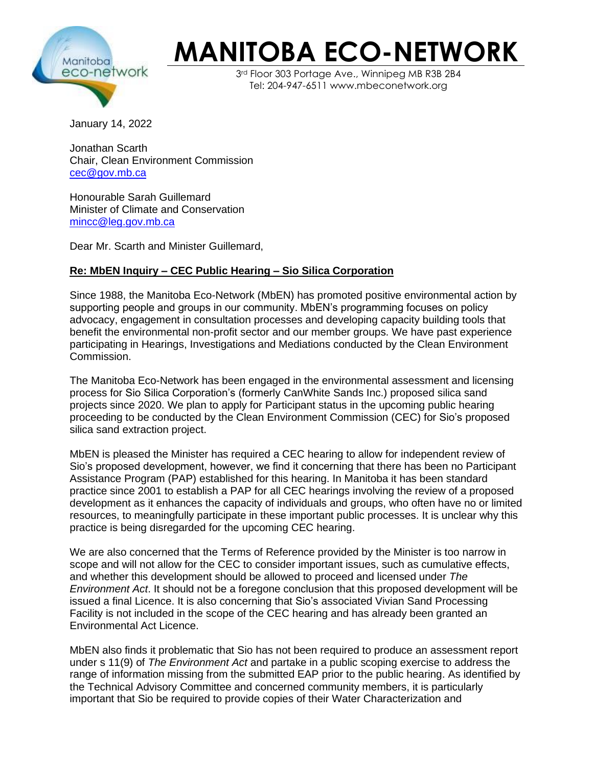# MANITOBA ECO-NETWORK

3rd Floor 303 Portage Ave., Winnipeg MB R3B 2B4
Tel: 204-947-6511 www.mbeconetwork.org

January 14, 2022

Jonathan Scarth
Chair, Clean Environment Commission
cec@gov.mb.ca

Honourable Sarah Guillemard
Minister of Climate and Conservation
mincc@leg.gov.mb.ca

Dear Mr. Scarth and Minister Guillemard,

**Re: MbEN Inquiry – CEC Public Hearing – Sio Silica Corporation**

Since 1988, the Manitoba Eco-Network (MbEN) has promoted positive environmental action by supporting people and groups in our community. MbEN's programming focuses on policy advocacy, engagement in consultation processes and developing capacity building tools that benefit the environmental non-profit sector and our member groups. We have past experience participating in Hearings, Investigations and Mediations conducted by the Clean Environment Commission.

The Manitoba Eco-Network has been engaged in the environmental assessment and licensing process for Sio Silica Corporation's (formerly CanWhite Sands Inc.) proposed silica sand projects since 2020. We plan to apply for Participant status in the upcoming public hearing proceeding to be conducted by the Clean Environment Commission (CEC) for Sio's proposed silica sand extraction project.

MbEN is pleased the Minister has required a CEC hearing to allow for independent review of Sio's proposed development, however, we find it concerning that there has been no Participant Assistance Program (PAP) established for this hearing. In Manitoba it has been standard practice since 2001 to establish a PAP for all CEC hearings involving the review of a proposed development as it enhances the capacity of individuals and groups, who often have no or limited resources, to meaningfully participate in these important public processes. It is unclear why this practice is being disregarded for the upcoming CEC hearing.

We are also concerned that the Terms of Reference provided by the Minister is too narrow in scope and will not allow for the CEC to consider important issues, such as cumulative effects, and whether this development should be allowed to proceed and licensed under *The Environment Act*. It should not be a foregone conclusion that this proposed development will be issued a final Licence. It is also concerning that Sio's associated Vivian Sand Processing Facility is not included in the scope of the CEC hearing and has already been granted an Environmental Act Licence.

MbEN also finds it problematic that Sio has not been required to produce an assessment report under s 11(9) of *The Environment Act* and partake in a public scoping exercise to address the range of information missing from the submitted EAP prior to the public hearing. As identified by the Technical Advisory Committee and concerned community members, it is particularly important that Sio be required to provide copies of their Water Characterization and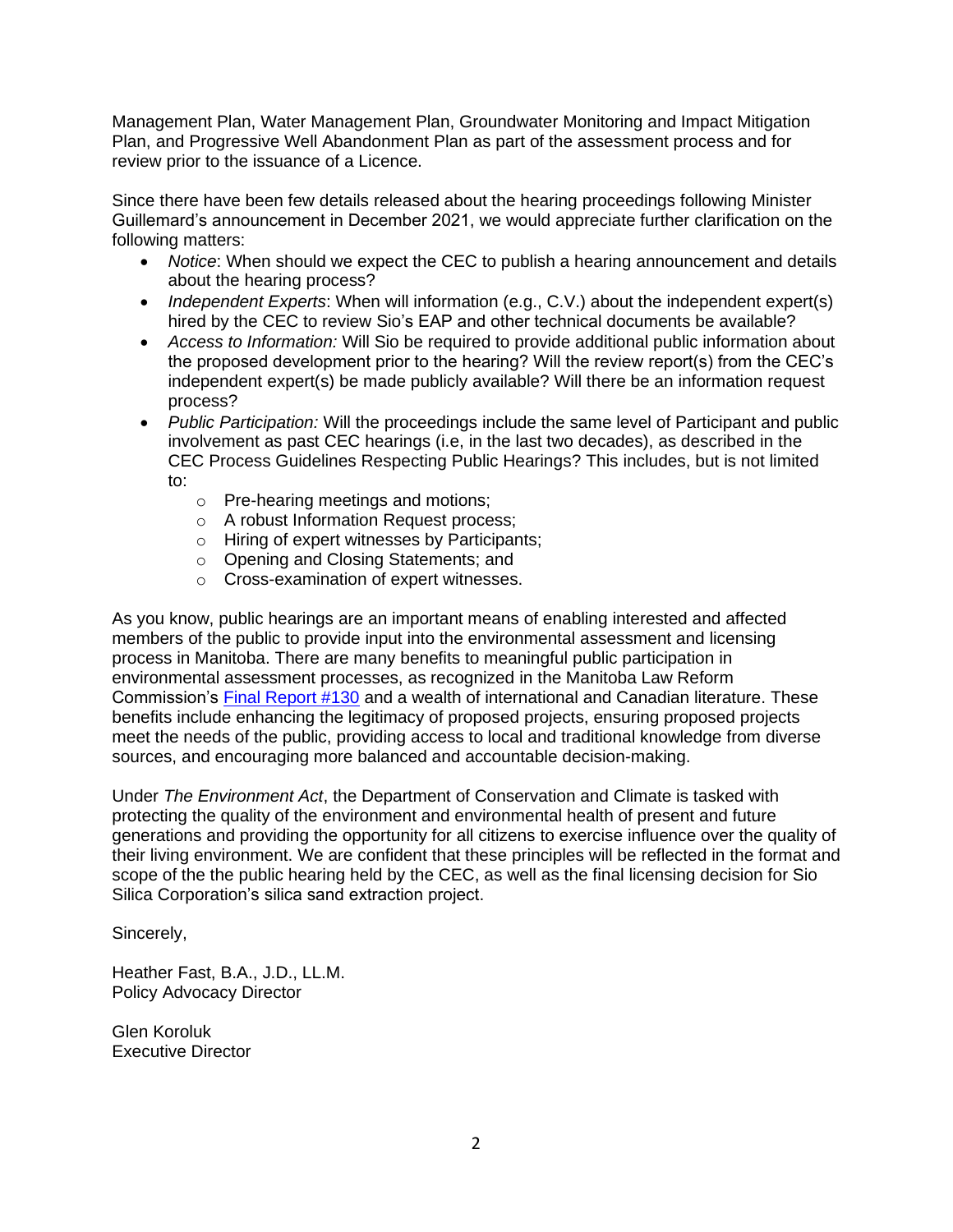Management Plan, Water Management Plan, Groundwater Monitoring and Impact Mitigation Plan, and Progressive Well Abandonment Plan as part of the assessment process and for review prior to the issuance of a Licence.

Since there have been few details released about the hearing proceedings following Minister Guillemard's announcement in December 2021, we would appreciate further clarification on the following matters:

- *Notice*: When should we expect the CEC to publish a hearing announcement and details about the hearing process?
- *Independent Experts*: When will information (e.g., C.V.) about the independent expert(s) hired by the CEC to review Sio's EAP and other technical documents be available?
- *Access to Information:* Will Sio be required to provide additional public information about the proposed development prior to the hearing? Will the review report(s) from the CEC's independent expert(s) be made publicly available? Will there be an information request process?
- *Public Participation:* Will the proceedings include the same level of Participant and public involvement as past CEC hearings (i.e, in the last two decades), as described in the CEC Process Guidelines Respecting Public Hearings? This includes, but is not limited to:
    - Pre-hearing meetings and motions;
    - A robust Information Request process;
    - Hiring of expert witnesses by Participants;
    - Opening and Closing Statements; and
    - Cross-examination of expert witnesses.

As you know, public hearings are an important means of enabling interested and affected members of the public to provide input into the environmental assessment and licensing process in Manitoba. There are many benefits to meaningful public participation in environmental assessment processes, as recognized in the Manitoba Law Reform Commission's Final Report #130 and a wealth of international and Canadian literature. These benefits include enhancing the legitimacy of proposed projects, ensuring proposed projects meet the needs of the public, providing access to local and traditional knowledge from diverse sources, and encouraging more balanced and accountable decision-making.

Under *The Environment Act*, the Department of Conservation and Climate is tasked with protecting the quality of the environment and environmental health of present and future generations and providing the opportunity for all citizens to exercise influence over the quality of their living environment. We are confident that these principles will be reflected in the format and scope of the the public hearing held by the CEC, as well as the final licensing decision for Sio Silica Corporation's silica sand extraction project.

Sincerely,

Heather Fast, B.A., J.D., LL.M.
Policy Advocacy Director

Glen Koroluk
Executive Director